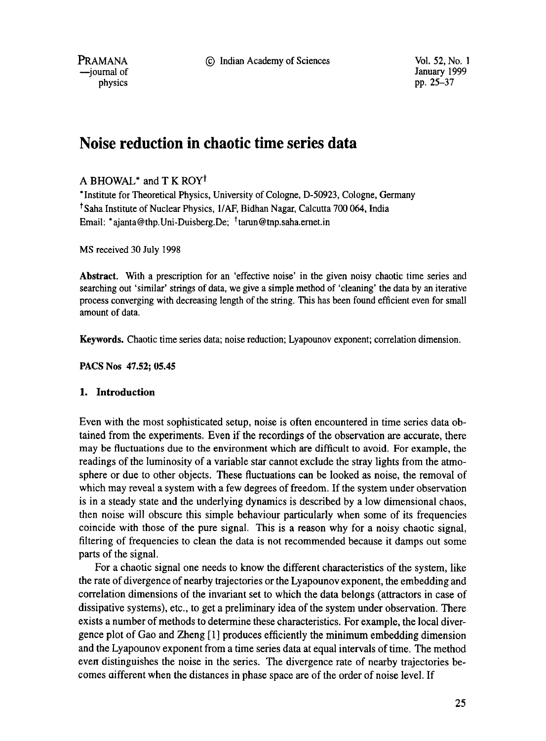# Noise reduction in chaotic time series data

A BHOWAL* and T K ROY†

*Institute for Theoretical Physics, University of Cologne, D-50923, Cologne, Germany
†Saha Institute of Nuclear Physics, 1/AF, Bidhan Nagar, Calcutta 700 064, India
Email: *ajanta@thp.Uni-Duisberg.De; †tarun@tnp.saha.ernet.in

MS received 30 July 1998

**Abstract.** With a prescription for an 'effective noise' in the given noisy chaotic time series and searching out 'similar' strings of data, we give a simple method of 'cleaning' the data by an iterative process converging with decreasing length of the string. This has been found efficient even for small amount of data.

**Keywords.** Chaotic time series data; noise reduction; Lyapounov exponent; correlation dimension.

**PACS Nos** 47.52; 05.45

## 1. Introduction

Even with the most sophisticated setup, noise is often encountered in time series data obtained from the experiments. Even if the recordings of the observation are accurate, there may be fluctuations due to the environment which are difficult to avoid. For example, the readings of the luminosity of a variable star cannot exclude the stray lights from the atmosphere or due to other objects. These fluctuations can be looked as noise, the removal of which may reveal a system with a few degrees of freedom. If the system under observation is in a steady state and the underlying dynamics is described by a low dimensional chaos, then noise will obscure this simple behaviour particularly when some of its frequencies coincide with those of the pure signal. This is a reason why for a noisy chaotic signal, filtering of frequencies to clean the data is not recommended because it damps out some parts of the signal.

For a chaotic signal one needs to know the different characteristics of the system, like the rate of divergence of nearby trajectories or the Lyapounov exponent, the embedding and correlation dimensions of the invariant set to which the data belongs (attractors in case of dissipative systems), etc., to get a preliminary idea of the system under observation. There exists a number of methods to determine these characteristics. For example, the local divergence plot of Gao and Zheng [1] produces efficiently the minimum embedding dimension and the Lyapounov exponent from a time series data at equal intervals of time. The method even distinguishes the noise in the series. The divergence rate of nearby trajectories becomes different when the distances in phase space are of the order of noise level. If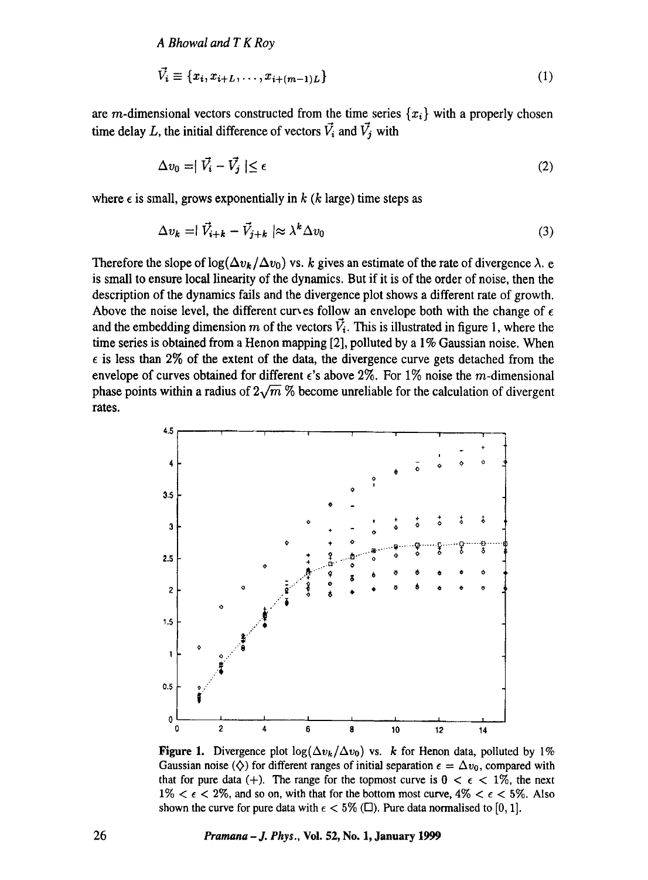$$\vec{V}_i \equiv \{x_i, x_{i+L}, \ldots, x_{i+(m-1)L}\} \tag{1}$$

are $m$-dimensional vectors constructed from the time series $\{x_i\}$ with a properly chosen time delay $L$, the initial difference of vectors $\vec{V}_i$ and $\vec{V}_j$ with

$$\Delta v_0 = | \vec{V}_i - \vec{V}_j | \leq \epsilon \tag{2}$$

where $\epsilon$ is small, grows exponentially in $k$ ($k$ large) time steps as

$$\Delta v_k = | \vec{V}_{i+k} - \vec{V}_{j+k} | \approx \lambda^k \Delta v_0 \tag{3}$$

Therefore the slope of $\log(\Delta v_k/\Delta v_0)$ vs. $k$ gives an estimate of the rate of divergence $\lambda$. e is small to ensure local linearity of the dynamics. But if it is of the order of noise, then the description of the dynamics fails and the divergence plot shows a different rate of growth. Above the noise level, the different curves follow an envelope both with the change of $\epsilon$ and the embedding dimension $m$ of the vectors $\vec{V}_i$. This is illustrated in figure 1, where the time series is obtained from a Henon mapping [2], polluted by a 1% Gaussian noise. When $\epsilon$ is less than 2% of the extent of the data, the divergence curve gets detached from the envelope of curves obtained for different $\epsilon$'s above 2%. For 1% noise the $m$-dimensional phase points within a radius of $2\sqrt{m}$ % become unreliable for the calculation of divergent rates.

**Figure 1.** Divergence plot $\log(\Delta v_k/\Delta v_0)$ vs. $k$ for Henon data, polluted by 1% Gaussian noise (◇) for different ranges of initial separation $\epsilon = \Delta v_0$, compared with that for pure data (+). The range for the topmost curve is $0 < \epsilon < 1\%$, the next $1\% < \epsilon < 2\%$, and so on, with that for the bottom most curve, $4\% < \epsilon < 5\%$. Also shown the curve for pure data with $\epsilon < 5\%$ (□). Pure data normalised to [0, 1].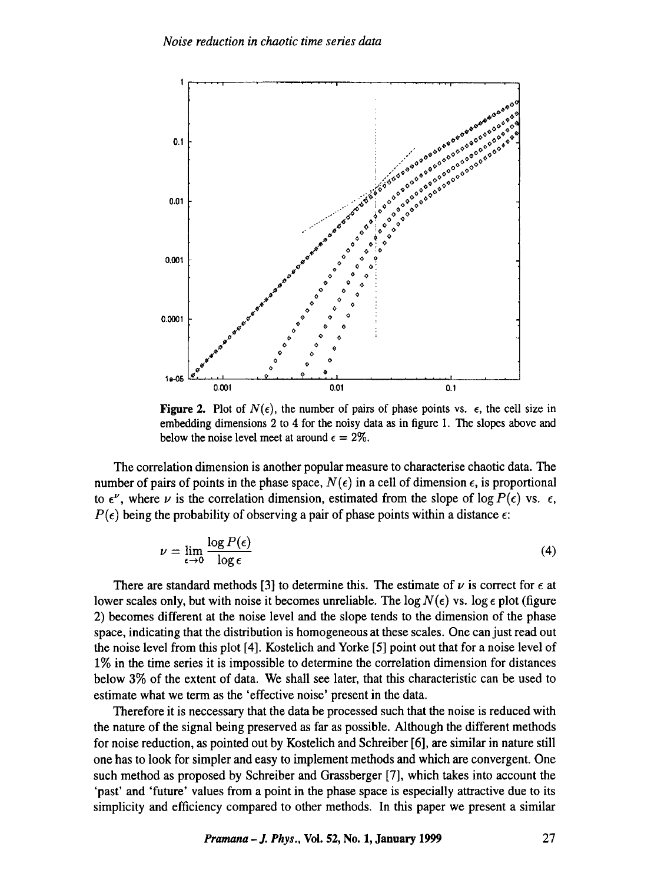**Figure 2.** Plot of $N(\epsilon)$, the number of pairs of phase points vs. $\epsilon$, the cell size in embedding dimensions 2 to 4 for the noisy data as in figure 1. The slopes above and below the noise level meet at around $\epsilon = 2\%$.

The correlation dimension is another popular measure to characterise chaotic data. The number of pairs of points in the phase space, $N(\epsilon)$ in a cell of dimension $\epsilon$, is proportional to $\epsilon^{\nu}$, where $\nu$ is the correlation dimension, estimated from the slope of $\log P(\epsilon)$ vs. $\epsilon$, $P(\epsilon)$ being the probability of observing a pair of phase points within a distance $\epsilon$:

$$\nu = \lim_{\epsilon \to 0} \frac{\log P(\epsilon)}{\log \epsilon} \tag{4}$$

There are standard methods [3] to determine this. The estimate of $\nu$ is correct for $\epsilon$ at lower scales only, but with noise it becomes unreliable. The $\log N(\epsilon)$ vs. $\log \epsilon$ plot (figure 2) becomes different at the noise level and the slope tends to the dimension of the phase space, indicating that the distribution is homogeneous at these scales. One can just read out the noise level from this plot [4]. Kostelich and Yorke [5] point out that for a noise level of 1% in the time series it is impossible to determine the correlation dimension for distances below 3% of the extent of data. We shall see later, that this characteristic can be used to estimate what we term as the 'effective noise' present in the data.

Therefore it is neccessary that the data be processed such that the noise is reduced with the nature of the signal being preserved as far as possible. Although the different methods for noise reduction, as pointed out by Kostelich and Schreiber [6], are similar in nature still one has to look for simpler and easy to implement methods and which are convergent. One such method as proposed by Schreiber and Grassberger [7], which takes into account the 'past' and 'future' values from a point in the phase space is especially attractive due to its simplicity and efficiency compared to other methods. In this paper we present a similar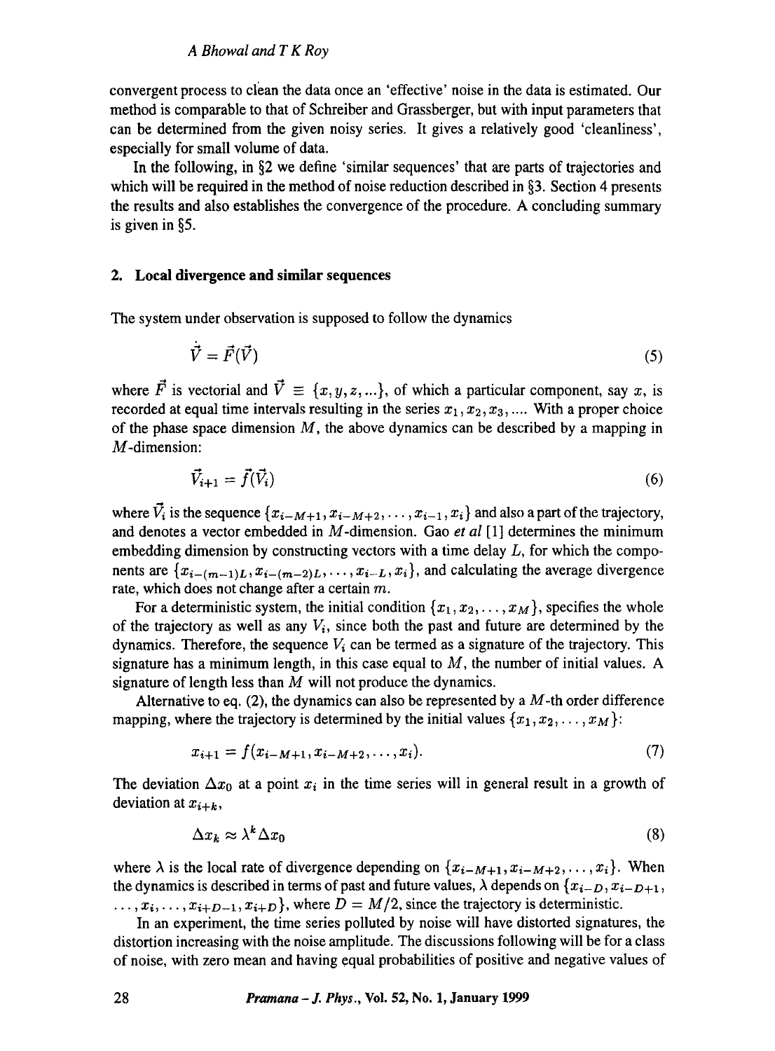convergent process to clean the data once an 'effective' noise in the data is estimated. Our method is comparable to that of Schreiber and Grassberger, but with input parameters that can be determined from the given noisy series. It gives a relatively good 'cleanliness', especially for small volume of data.

In the following, in §2 we define 'similar sequences' that are parts of trajectories and which will be required in the method of noise reduction described in §3. Section 4 presents the results and also establishes the convergence of the procedure. A concluding summary is given in §5.

## 2. Local divergence and similar sequences

The system under observation is supposed to follow the dynamics

$$\dot{\vec{V}} = \vec{F}(\vec{V}) \tag{5}$$

where $\vec{F}$ is vectorial and $\vec{V} \equiv \{x, y, z, ...\}$, of which a particular component, say $x$, is recorded at equal time intervals resulting in the series $x_1, x_2, x_3, ....$ With a proper choice of the phase space dimension $M$, the above dynamics can be described by a mapping in $M$-dimension:

$$\vec{V}_{i+1} = \vec{f}(\vec{V}_i) \tag{6}$$

where $\vec{V}_i$ is the sequence $\{x_{i-M+1}, x_{i-M+2}, \ldots, x_{i-1}, x_i\}$ and also a part of the trajectory, and denotes a vector embedded in $M$-dimension. Gao *et al* [1] determines the minimum embedding dimension by constructing vectors with a time delay $L$, for which the components are $\{x_{i-(m-1)L}, x_{i-(m-2)L}, \ldots, x_{i-L}, x_i\}$, and calculating the average divergence rate, which does not change after a certain $m$.

For a deterministic system, the initial condition $\{x_1, x_2, \ldots, x_M\}$, specifies the whole of the trajectory as well as any $V_i$, since both the past and future are determined by the dynamics. Therefore, the sequence $V_i$ can be termed as a signature of the trajectory. This signature has a minimum length, in this case equal to $M$, the number of initial values. A signature of length less than $M$ will not produce the dynamics.

Alternative to eq. (2), the dynamics can also be represented by a $M$-th order difference mapping, where the trajectory is determined by the initial values $\{x_1, x_2, \ldots, x_M\}$:

$$x_{i+1} = f(x_{i-M+1}, x_{i-M+2}, \ldots, x_i). \tag{7}$$

The deviation $\Delta x_0$ at a point $x_i$ in the time series will in general result in a growth of deviation at $x_{i+k}$,

$$\Delta x_k \approx \lambda^k \Delta x_0 \tag{8}$$

where $\lambda$ is the local rate of divergence depending on $\{x_{i-M+1}, x_{i-M+2}, \ldots, x_i\}$. When the dynamics is described in terms of past and future values, $\lambda$ depends on $\{x_{i-D}, x_{i-D+1}, \ldots, x_i, \ldots, x_{i+D-1}, x_{i+D}\}$, where $D = M/2$, since the trajectory is deterministic.

In an experiment, the time series polluted by noise will have distorted signatures, the distortion increasing with the noise amplitude. The discussions following will be for a class of noise, with zero mean and having equal probabilities of positive and negative values of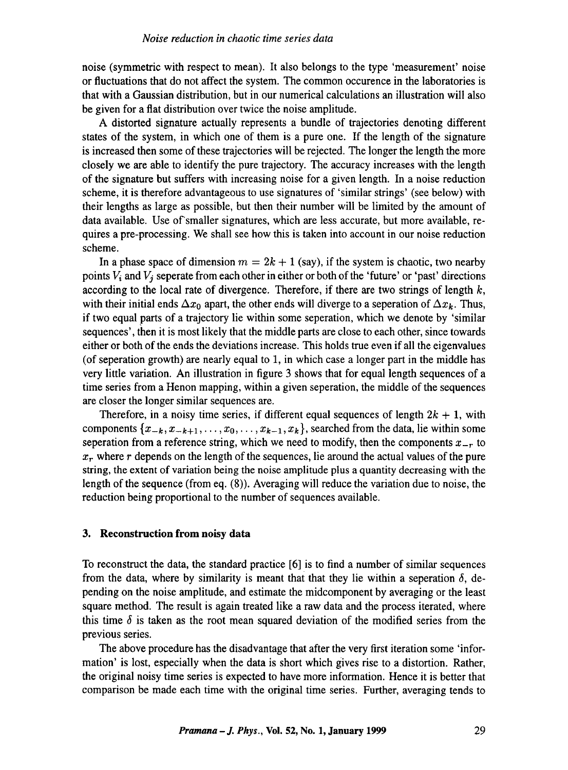noise (symmetric with respect to mean). It also belongs to the type 'measurement' noise or fluctuations that do not affect the system. The common occurence in the laboratories is that with a Gaussian distribution, but in our numerical calculations an illustration will also be given for a flat distribution over twice the noise amplitude.

A distorted signature actually represents a bundle of trajectories denoting different states of the system, in which one of them is a pure one. If the length of the signature is increased then some of these trajectories will be rejected. The longer the length the more closely we are able to identify the pure trajectory. The accuracy increases with the length of the signature but suffers with increasing noise for a given length. In a noise reduction scheme, it is therefore advantageous to use signatures of 'similar strings' (see below) with their lengths as large as possible, but then their number will be limited by the amount of data available. Use of smaller signatures, which are less accurate, but more available, requires a pre-processing. We shall see how this is taken into account in our noise reduction scheme.

In a phase space of dimension $m = 2k + 1$ (say), if the system is chaotic, two nearby points $V_i$ and $V_j$ seperate from each other in either or both of the 'future' or 'past' directions according to the local rate of divergence. Therefore, if there are two strings of length $k$, with their initial ends $\Delta x_0$ apart, the other ends will diverge to a seperation of $\Delta x_k$. Thus, if two equal parts of a trajectory lie within some seperation, which we denote by 'similar sequences', then it is most likely that the middle parts are close to each other, since towards either or both of the ends the deviations increase. This holds true even if all the eigenvalues (of seperation growth) are nearly equal to 1, in which case a longer part in the middle has very little variation. An illustration in figure 3 shows that for equal length sequences of a time series from a Henon mapping, within a given seperation, the middle of the sequences are closer the longer similar sequences are.

Therefore, in a noisy time series, if different equal sequences of length $2k + 1$, with components $\{x_{-k}, x_{-k+1}, \ldots, x_0, \ldots, x_{k-1}, x_k\}$, searched from the data, lie within some seperation from a reference string, which we need to modify, then the components $x_{-r}$ to $x_r$ where $r$ depends on the length of the sequences, lie around the actual values of the pure string, the extent of variation being the noise amplitude plus a quantity decreasing with the length of the sequence (from eq. (8)). Averaging will reduce the variation due to noise, the reduction being proportional to the number of sequences available.

## 3. Reconstruction from noisy data

To reconstruct the data, the standard practice [6] is to find a number of similar sequences from the data, where by similarity is meant that that they lie within a seperation $\delta$, depending on the noise amplitude, and estimate the midcomponent by averaging or the least square method. The result is again treated like a raw data and the process iterated, where this time $\delta$ is taken as the root mean squared deviation of the modified series from the previous series.

The above procedure has the disadvantage that after the very first iteration some 'information' is lost, especially when the data is short which gives rise to a distortion. Rather, the original noisy time series is expected to have more information. Hence it is better that comparison be made each time with the original time series. Further, averaging tends to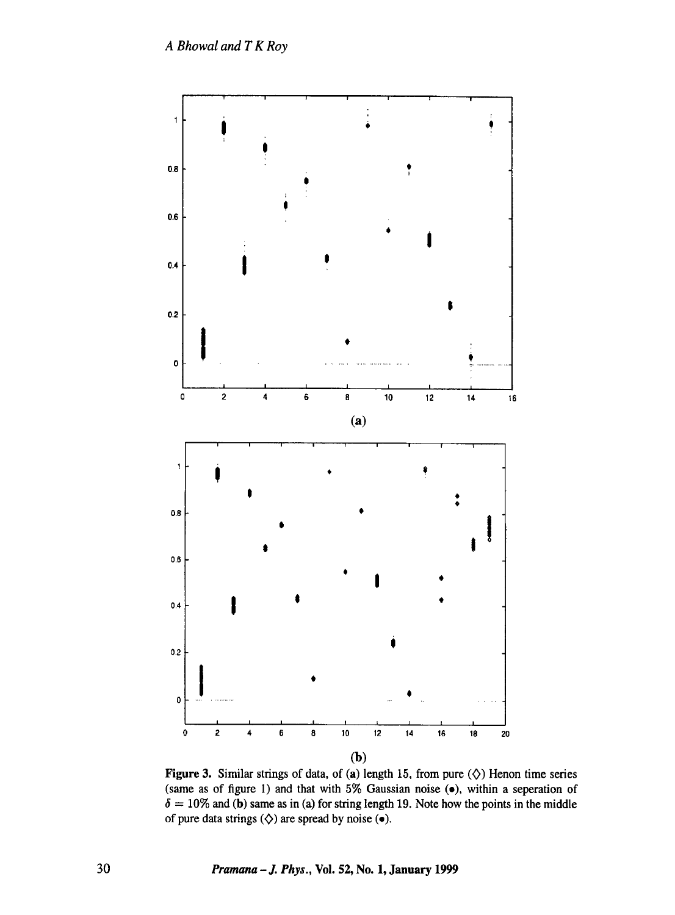(a)

(b)

**Figure 3.** Similar strings of data, of (**a**) length 15, from pure (◇) Henon time series (same as of figure 1) and that with 5% Gaussian noise (•), within a seperation of $\delta = 10\%$ and (**b**) same as in (a) for string length 19. Note how the points in the middle of pure data strings (◇) are spread by noise (•).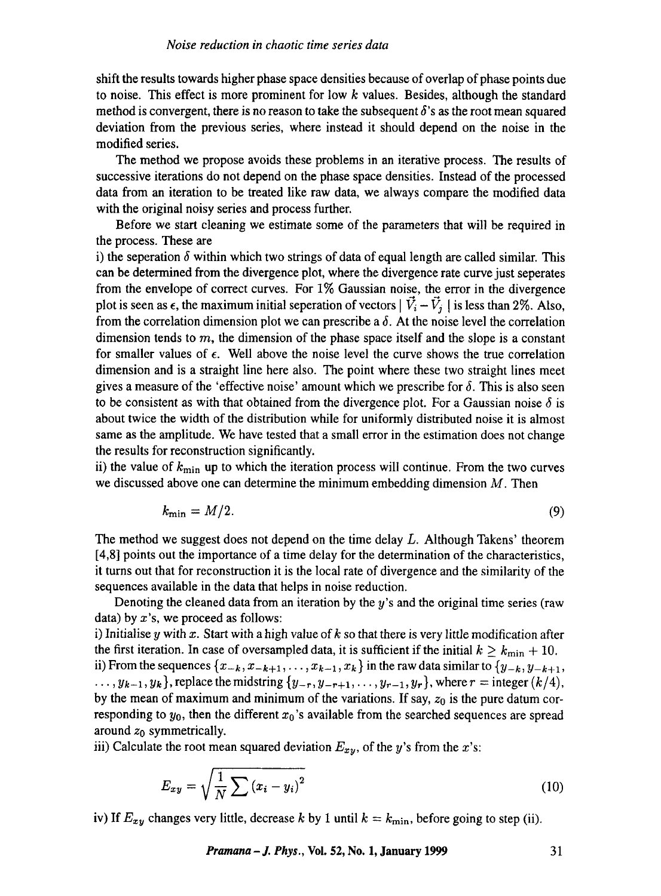shift the results towards higher phase space densities because of overlap of phase points due to noise. This effect is more prominent for low $k$ values. Besides, although the standard method is convergent, there is no reason to take the subsequent $\delta$'s as the root mean squared deviation from the previous series, where instead it should depend on the noise in the modified series.

The method we propose avoids these problems in an iterative process. The results of successive iterations do not depend on the phase space densities. Instead of the processed data from an iteration to be treated like raw data, we always compare the modified data with the original noisy series and process further.

Before we start cleaning we estimate some of the parameters that will be required in the process. These are

i) the seperation $\delta$ within which two strings of data of equal length are called similar. This can be determined from the divergence plot, where the divergence rate curve just seperates from the envelope of correct curves. For 1% Gaussian noise, the error in the divergence plot is seen as $\epsilon$, the maximum initial seperation of vectors $| \vec{V_i} - \vec{V_j} |$ is less than 2%. Also, from the correlation dimension plot we can prescribe a $\delta$. At the noise level the correlation dimension tends to $m$, the dimension of the phase space itself and the slope is a constant for smaller values of $\epsilon$. Well above the noise level the curve shows the true correlation dimension and is a straight line here also. The point where these two straight lines meet gives a measure of the 'effective noise' amount which we prescribe for $\delta$. This is also seen to be consistent as with that obtained from the divergence plot. For a Gaussian noise $\delta$ is about twice the width of the distribution while for uniformly distributed noise it is almost same as the amplitude. We have tested that a small error in the estimation does not change the results for reconstruction significantly.

ii) the value of $k_{\min}$ up to which the iteration process will continue. From the two curves we discussed above one can determine the minimum embedding dimension $M$. Then

$$k_{\min} = M/2. \tag{9}$$

The method we suggest does not depend on the time delay $L$. Although Takens' theorem [4,8] points out the importance of a time delay for the determination of the characteristics, it turns out that for reconstruction it is the local rate of divergence and the similarity of the sequences available in the data that helps in noise reduction.

Denoting the cleaned data from an iteration by the $y$'s and the original time series (raw data) by $x$'s, we proceed as follows:

i) Initialise $y$ with $x$. Start with a high value of $k$ so that there is very little modification after the first iteration. In case of oversampled data, it is sufficient if the initial $k \geq k_{\min} + 10$.

ii) From the sequences $\{x_{-k}, x_{-k+1}, \ldots, x_{k-1}, x_k\}$ in the raw data similar to $\{y_{-k}, y_{-k+1}, \ldots, y_{k-1}, y_k\}$, replace the midstring $\{y_{-r}, y_{-r+1}, \ldots, y_{r-1}, y_r\}$, where $r = \text{integer}\,(k/4)$, by the mean of maximum and minimum of the variations. If say, $z_0$ is the pure datum corresponding to $y_0$, then the different $x_0$'s available from the searched sequences are spread around $z_0$ symmetrically.

iii) Calculate the root mean squared deviation $E_{xy}$, of the $y$'s from the $x$'s:

$$E_{xy} = \sqrt{\frac{1}{N} \sum (x_i - y_i)^2} \tag{10}$$

iv) If $E_{xy}$ changes very little, decrease $k$ by 1 until $k = k_{\min}$, before going to step (ii).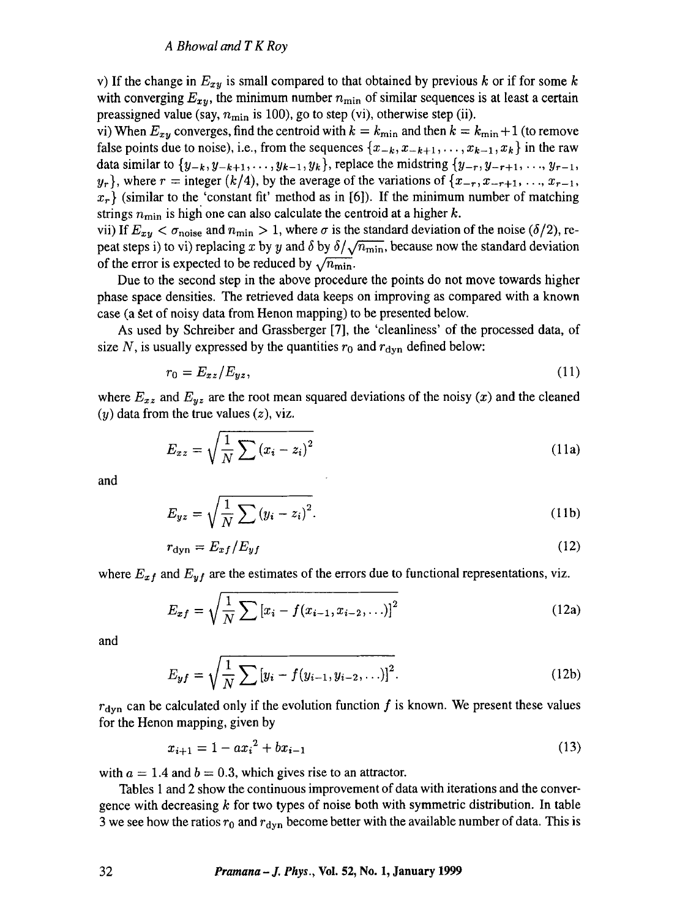v) If the change in $E_{xy}$ is small compared to that obtained by previous $k$ or if for some $k$ with converging $E_{xy}$, the minimum number $n_{\min}$ of similar sequences is at least a certain preassigned value (say, $n_{\min}$ is 100), go to step (vi), otherwise step (ii).

vi) When $E_{xy}$ converges, find the centroid with $k = k_{\min}$ and then $k = k_{\min}+1$ (to remove false points due to noise), i.e., from the sequences $\{x_{-k}, x_{-k+1}, \ldots, x_{k-1}, x_k\}$ in the raw data similar to $\{y_{-k}, y_{-k+1}, \ldots, y_{k-1}, y_k\}$, replace the midstring $\{y_{-r}, y_{-r+1}, \ldots, y_{r-1}, y_r\}$, where $r$ = integer $(k/4)$, by the average of the variations of $\{x_{-r}, x_{-r+1}, \ldots, x_{r-1}, x_r\}$ (similar to the 'constant fit' method as in [6]). If the minimum number of matching strings $n_{\min}$ is high one can also calculate the centroid at a higher $k$.

vii) If $E_{xy} < \sigma_{\text{noise}}$ and $n_{\min} > 1$, where $\sigma$ is the standard deviation of the noise $(\delta/2)$, repeat steps i) to vi) replacing $x$ by $y$ and $\delta$ by $\delta/\sqrt{n_{\min}}$, because now the standard deviation of the error is expected to be reduced by $\sqrt{n_{\min}}$.

Due to the second step in the above procedure the points do not move towards higher phase space densities. The retrieved data keeps on improving as compared with a known case (a set of noisy data from Henon mapping) to be presented below.

As used by Schreiber and Grassberger [7], the 'cleanliness' of the processed data, of size $N$, is usually expressed by the quantities $r_0$ and $r_{\text{dyn}}$ defined below:

$$r_0 = E_{xz}/E_{yz}, \tag{11}$$

where $E_{xz}$ and $E_{yz}$ are the root mean squared deviations of the noisy ($x$) and the cleaned ($y$) data from the true values ($z$), viz.

$$E_{xz} = \sqrt{\frac{1}{N}\sum (x_i - z_i)^2} \tag{11a}$$

and

$$E_{yz} = \sqrt{\frac{1}{N}\sum (y_i - z_i)^2}. \tag{11b}$$

$$r_{\text{dyn}} = E_{xf}/E_{yf} \tag{12}$$

where $E_{xf}$ and $E_{yf}$ are the estimates of the errors due to functional representations, viz.

$$E_{xf} = \sqrt{\frac{1}{N}\sum [x_i - f(x_{i-1}, x_{i-2}, \ldots)]^2} \tag{12a}$$

and

$$E_{yf} = \sqrt{\frac{1}{N}\sum [y_i - f(y_{i-1}, y_{i-2}, \ldots)]^2}. \tag{12b}$$

$r_{\text{dyn}}$ can be calculated only if the evolution function $f$ is known. We present these values for the Henon mapping, given by

$$x_{i+1} = 1 - a x_i^2 + b x_{i-1} \tag{13}$$

with $a = 1.4$ and $b = 0.3$, which gives rise to an attractor.

Tables 1 and 2 show the continuous improvement of data with iterations and the convergence with decreasing $k$ for two types of noise both with symmetric distribution. In table 3 we see how the ratios $r_0$ and $r_{\text{dyn}}$ become better with the available number of data. This is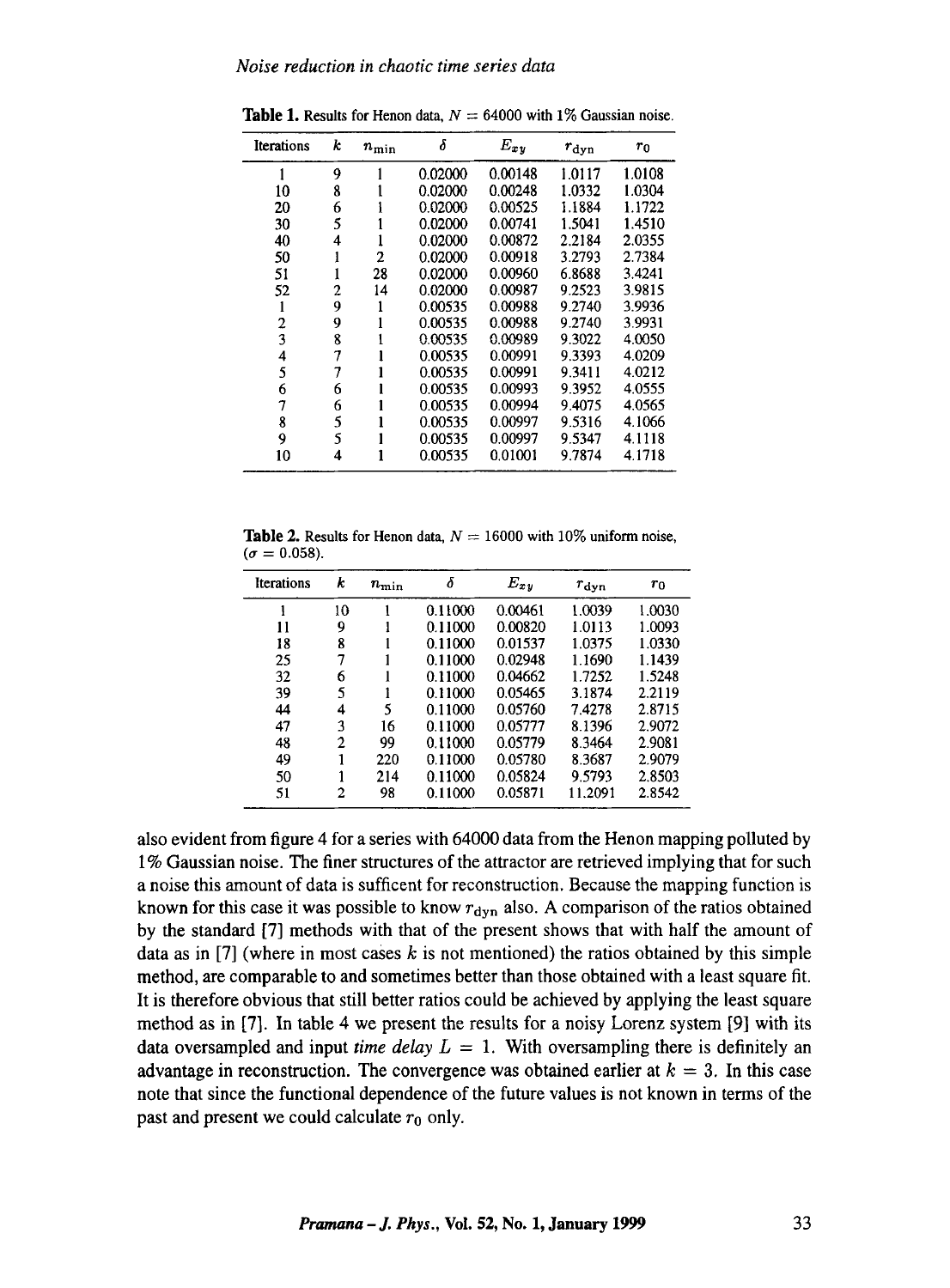**Table 1.** Results for Henon data, $N = 64000$ with 1% Gaussian noise.

| Iterations | $k$ | $n_{\min}$ | $\delta$ | $E_{xy}$ | $r_{\text{dyn}}$ | $r_0$ |
|---|---|---|---|---|---|---|
| 1 | 9 | 1 | 0.02000 | 0.00148 | 1.0117 | 1.0108 |
| 10 | 8 | 1 | 0.02000 | 0.00248 | 1.0332 | 1.0304 |
| 20 | 6 | 1 | 0.02000 | 0.00525 | 1.1884 | 1.1722 |
| 30 | 5 | 1 | 0.02000 | 0.00741 | 1.5041 | 1.4510 |
| 40 | 4 | 1 | 0.02000 | 0.00872 | 2.2184 | 2.0355 |
| 50 | 1 | 2 | 0.02000 | 0.00918 | 3.2793 | 2.7384 |
| 51 | 1 | 28 | 0.02000 | 0.00960 | 6.8688 | 3.4241 |
| 52 | 2 | 14 | 0.02000 | 0.00987 | 9.2523 | 3.9815 |
| 1 | 9 | 1 | 0.00535 | 0.00988 | 9.2740 | 3.9936 |
| 2 | 9 | 1 | 0.00535 | 0.00988 | 9.2740 | 3.9931 |
| 3 | 8 | 1 | 0.00535 | 0.00989 | 9.3022 | 4.0050 |
| 4 | 7 | 1 | 0.00535 | 0.00991 | 9.3393 | 4.0209 |
| 5 | 7 | 1 | 0.00535 | 0.00991 | 9.3411 | 4.0212 |
| 6 | 6 | 1 | 0.00535 | 0.00993 | 9.3952 | 4.0555 |
| 7 | 6 | 1 | 0.00535 | 0.00994 | 9.4075 | 4.0565 |
| 8 | 5 | 1 | 0.00535 | 0.00997 | 9.5316 | 4.1066 |
| 9 | 5 | 1 | 0.00535 | 0.00997 | 9.5347 | 4.1118 |
| 10 | 4 | 1 | 0.00535 | 0.01001 | 9.7874 | 4.1718 |

**Table 2.** Results for Henon data, $N = 16000$ with 10% uniform noise, ($\sigma = 0.058$).

| Iterations | $k$ | $n_{\min}$ | $\delta$ | $E_{xy}$ | $r_{\text{dyn}}$ | $r_0$ |
|---|---|---|---|---|---|---|
| 1 | 10 | 1 | 0.11000 | 0.00461 | 1.0039 | 1.0030 |
| 11 | 9 | 1 | 0.11000 | 0.00820 | 1.0113 | 1.0093 |
| 18 | 8 | 1 | 0.11000 | 0.01537 | 1.0375 | 1.0330 |
| 25 | 7 | 1 | 0.11000 | 0.02948 | 1.1690 | 1.1439 |
| 32 | 6 | 1 | 0.11000 | 0.04662 | 1.7252 | 1.5248 |
| 39 | 5 | 1 | 0.11000 | 0.05465 | 3.1874 | 2.2119 |
| 44 | 4 | 5 | 0.11000 | 0.05760 | 7.4278 | 2.8715 |
| 47 | 3 | 16 | 0.11000 | 0.05777 | 8.1396 | 2.9072 |
| 48 | 2 | 99 | 0.11000 | 0.05779 | 8.3464 | 2.9081 |
| 49 | 1 | 220 | 0.11000 | 0.05780 | 8.3687 | 2.9079 |
| 50 | 1 | 214 | 0.11000 | 0.05824 | 9.5793 | 2.8503 |
| 51 | 2 | 98 | 0.11000 | 0.05871 | 11.2091 | 2.8542 |

also evident from figure 4 for a series with 64000 data from the Henon mapping polluted by 1% Gaussian noise. The finer structures of the attractor are retrieved implying that for such a noise this amount of data is sufficent for reconstruction. Because the mapping function is known for this case it was possible to know $r_{\text{dyn}}$ also. A comparison of the ratios obtained by the standard [7] methods with that of the present shows that with half the amount of data as in [7] (where in most cases $k$ is not mentioned) the ratios obtained by this simple method, are comparable to and sometimes better than those obtained with a least square fit. It is therefore obvious that still better ratios could be achieved by applying the least square method as in [7]. In table 4 we present the results for a noisy Lorenz system [9] with its data oversampled and input *time delay* $L = 1$. With oversampling there is definitely an advantage in reconstruction. The convergence was obtained earlier at $k = 3$. In this case note that since the functional dependence of the future values is not known in terms of the past and present we could calculate $r_0$ only.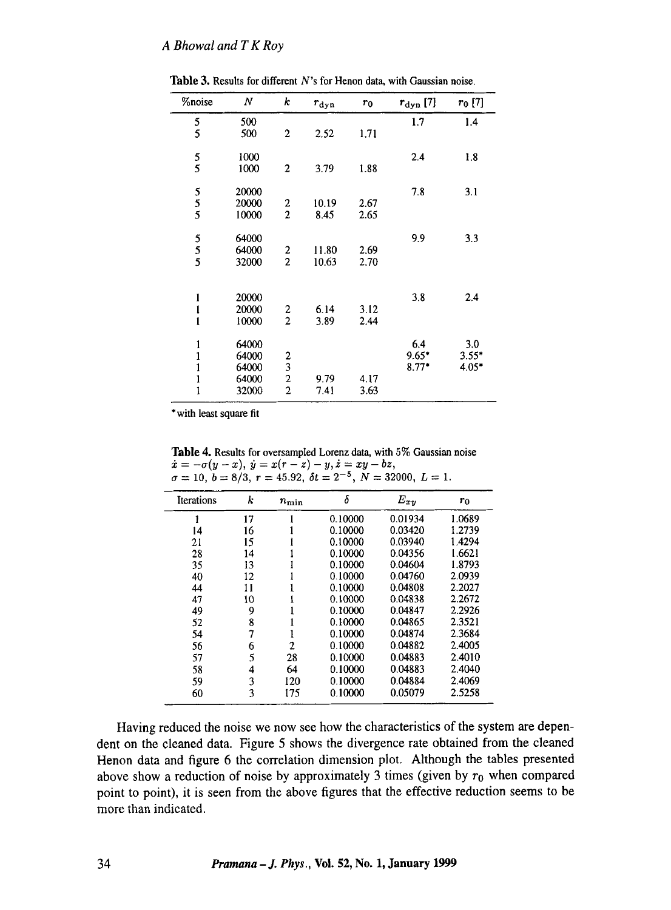**Table 3.** Results for different $N$'s for Henon data, with Gaussian noise.

| %noise | $N$ | $k$ | $r_{\rm dyn}$ | $r_0$ | $r_{\rm dyn}$ [7] | $r_0$ [7] |
|---|---|---|---|---|---|---|
| 5 | 500 | | | | 1.7 | 1.4 |
| 5 | 500 | 2 | 2.52 | 1.71 | | |
| 5 | 1000 | | | | 2.4 | 1.8 |
| 5 | 1000 | 2 | 3.79 | 1.88 | | |
| 5 | 20000 | | | | 7.8 | 3.1 |
| 5 | 20000 | 2 | 10.19 | 2.67 | | |
| 5 | 10000 | 2 | 8.45 | 2.65 | | |
| 5 | 64000 | | | | 9.9 | 3.3 |
| 5 | 64000 | 2 | 11.80 | 2.69 | | |
| 5 | 32000 | 2 | 10.63 | 2.70 | | |
| 1 | 20000 | | | | 3.8 | 2.4 |
| 1 | 20000 | 2 | 6.14 | 3.12 | | |
| 1 | 10000 | 2 | 3.89 | 2.44 | | |
| 1 | 64000 | | | | 6.4 | 3.0 |
| 1 | 64000 | 2 | | | 9.65* | 3.55* |
| 1 | 64000 | 3 | | | 8.77* | 4.05* |
| 1 | 64000 | 2 | 9.79 | 4.17 | | |
| 1 | 32000 | 2 | 7.41 | 3.63 | | |

*with least square fit

**Table 4.** Results for oversampled Lorenz data, with 5% Gaussian noise $\dot{x} = -\sigma(y-x)$, $\dot{y} = x(r-z) - y, \dot{z} = xy - bz$, $\sigma = 10$, $b = 8/3$, $r = 45.92$, $\delta t = 2^{-5}$, $N = 32000$, $L = 1$.

| Iterations | $k$ | $n_{\rm min}$ | $\delta$ | $E_{xy}$ | $r_0$ |
|---|---|---|---|---|---|
| 1 | 17 | 1 | 0.10000 | 0.01934 | 1.0689 |
| 14 | 16 | 1 | 0.10000 | 0.03420 | 1.2739 |
| 21 | 15 | 1 | 0.10000 | 0.03940 | 1.4294 |
| 28 | 14 | 1 | 0.10000 | 0.04356 | 1.6621 |
| 35 | 13 | 1 | 0.10000 | 0.04604 | 1.8793 |
| 40 | 12 | 1 | 0.10000 | 0.04760 | 2.0939 |
| 44 | 11 | 1 | 0.10000 | 0.04808 | 2.2027 |
| 47 | 10 | 1 | 0.10000 | 0.04838 | 2.2672 |
| 49 | 9 | 1 | 0.10000 | 0.04847 | 2.2926 |
| 52 | 8 | 1 | 0.10000 | 0.04865 | 2.3521 |
| 54 | 7 | 1 | 0.10000 | 0.04874 | 2.3684 |
| 56 | 6 | 2 | 0.10000 | 0.04882 | 2.4005 |
| 57 | 5 | 28 | 0.10000 | 0.04883 | 2.4010 |
| 58 | 4 | 64 | 0.10000 | 0.04883 | 2.4040 |
| 59 | 3 | 120 | 0.10000 | 0.04884 | 2.4069 |
| 60 | 3 | 175 | 0.10000 | 0.05079 | 2.5258 |

Having reduced the noise we now see how the characteristics of the system are dependent on the cleaned data. Figure 5 shows the divergence rate obtained from the cleaned Henon data and figure 6 the correlation dimension plot. Although the tables presented above show a reduction of noise by approximately 3 times (given by $r_0$ when compared point to point), it is seen from the above figures that the effective reduction seems to be more than indicated.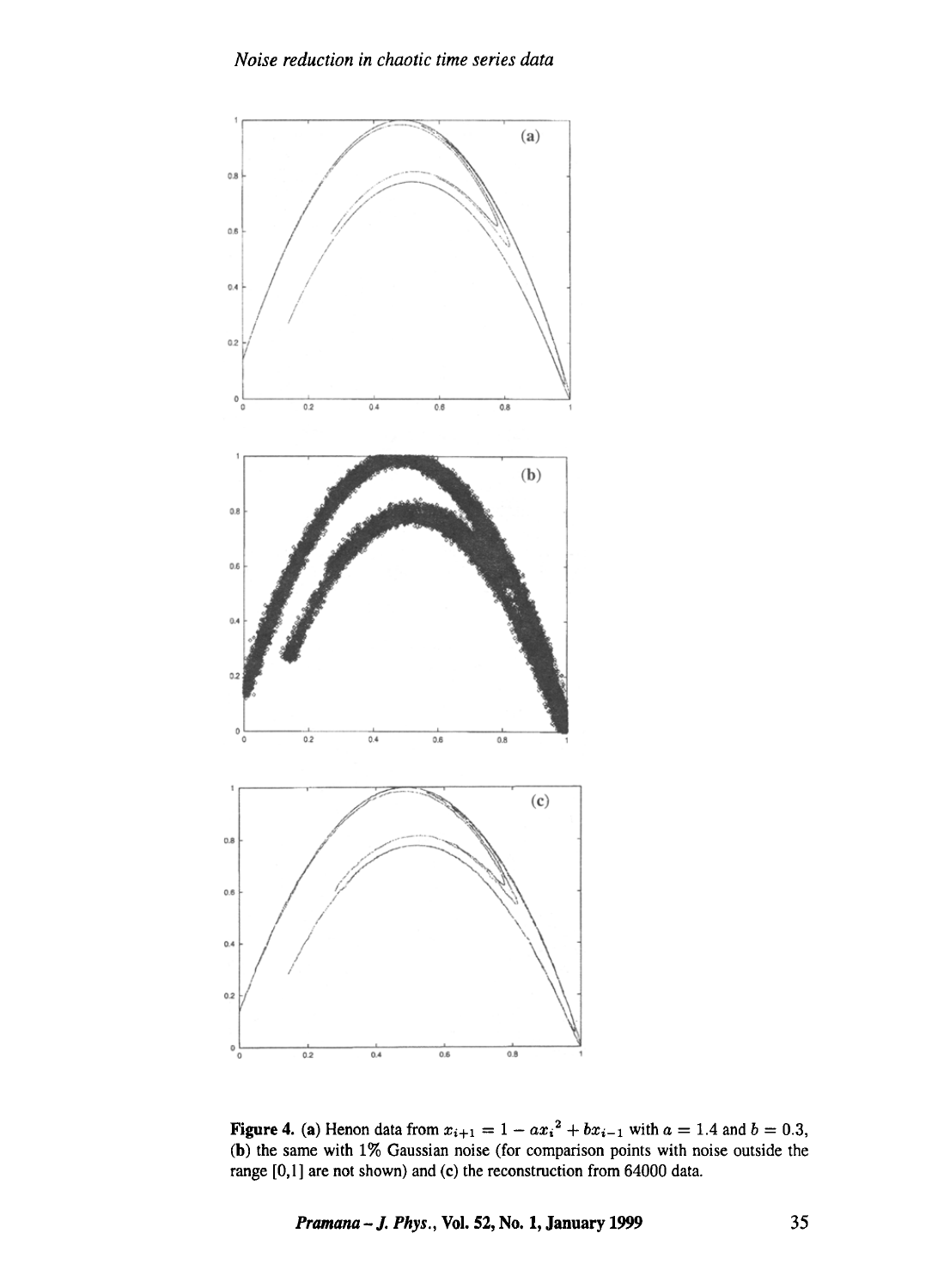**Figure 4.** (**a**) Henon data from $x_{i+1} = 1 - a{x_i}^2 + bx_{i-1}$ with $a = 1.4$ and $b = 0.3$, (**b**) the same with 1% Gaussian noise (for comparison points with noise outside the range [0,1] are not shown) and (**c**) the reconstruction from 64000 data.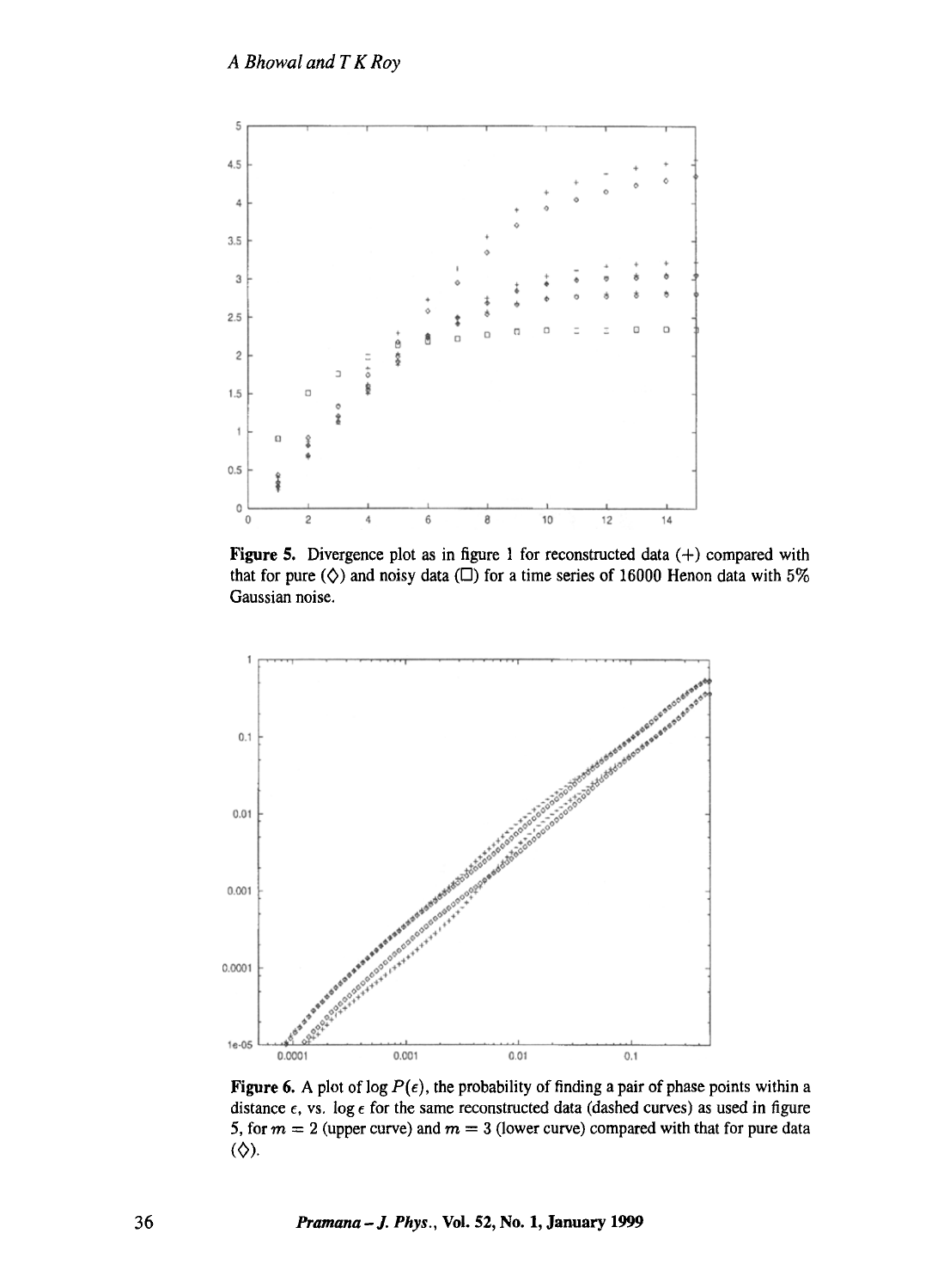**Figure 5.** Divergence plot as in figure 1 for reconstructed data (+) compared with that for pure (◊) and noisy data (□) for a time series of 16000 Henon data with 5% Gaussian noise.

**Figure 6.** A plot of log $P(\epsilon)$, the probability of finding a pair of phase points within a distance $\epsilon$, vs. log $\epsilon$ for the same reconstructed data (dashed curves) as used in figure 5, for $m = 2$ (upper curve) and $m = 3$ (lower curve) compared with that for pure data (◊).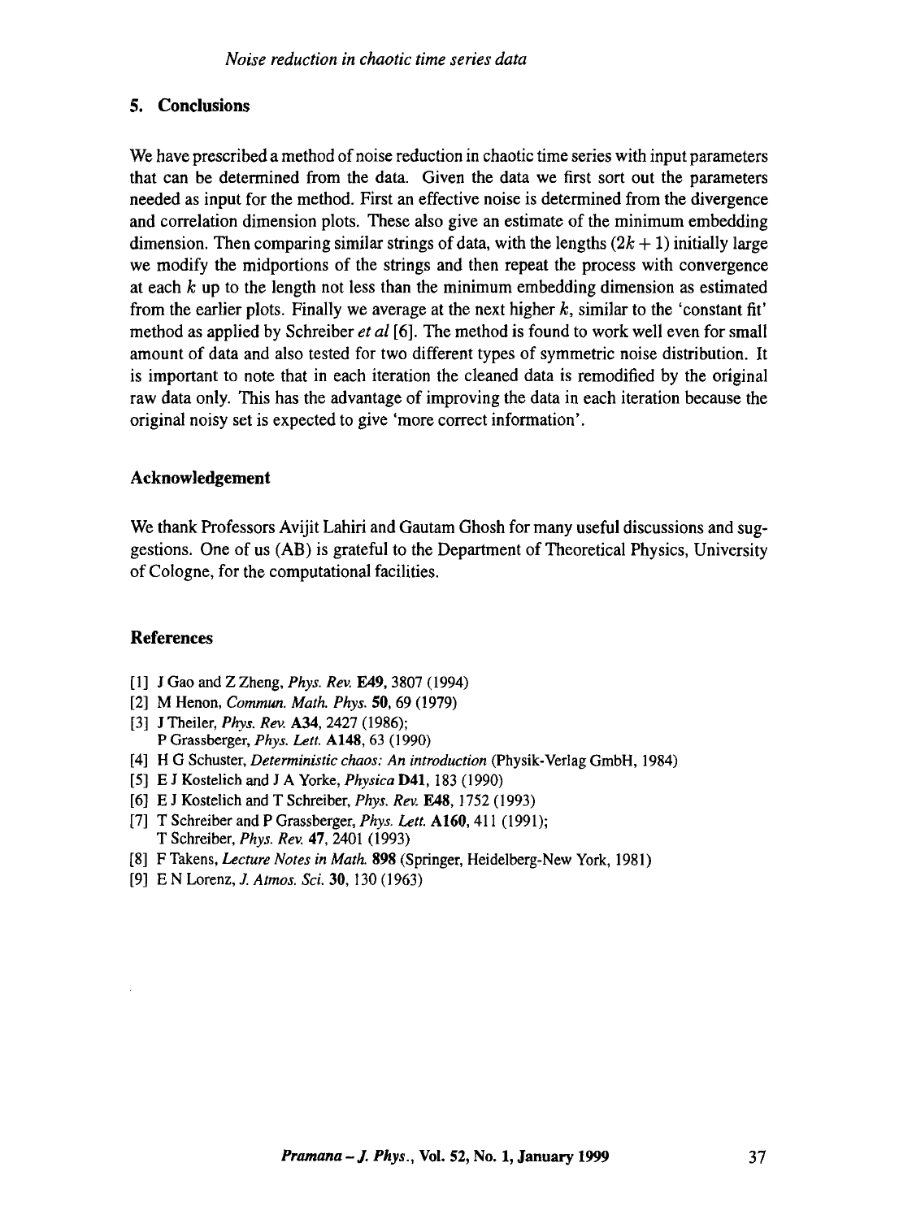## 5. Conclusions

We have prescribed a method of noise reduction in chaotic time series with input parameters that can be determined from the data. Given the data we first sort out the parameters needed as input for the method. First an effective noise is determined from the divergence and correlation dimension plots. These also give an estimate of the minimum embedding dimension. Then comparing similar strings of data, with the lengths $(2k+1)$ initially large we modify the midportions of the strings and then repeat the process with convergence at each $k$ up to the length not less than the minimum embedding dimension as estimated from the earlier plots. Finally we average at the next higher $k$, similar to the 'constant fit' method as applied by Schreiber *et al* [6]. The method is found to work well even for small amount of data and also tested for two different types of symmetric noise distribution. It is important to note that in each iteration the cleaned data is remodified by the original raw data only. This has the advantage of improving the data in each iteration because the original noisy set is expected to give 'more correct information'.

### Acknowledgement

We thank Professors Avijit Lahiri and Gautam Ghosh for many useful discussions and suggestions. One of us (AB) is grateful to the Department of Theoretical Physics, University of Cologne, for the computational facilities.

### References

[1] J Gao and Z Zheng, *Phys. Rev.* **E49**, 3807 (1994)
[2] M Henon, *Commun. Math. Phys.* **50**, 69 (1979)
[3] J Theiler, *Phys. Rev.* **A34**, 2427 (1986);
P Grassberger, *Phys. Lett.* **A148**, 63 (1990)
[4] H G Schuster, *Deterministic chaos: An introduction* (Physik-Verlag GmbH, 1984)
[5] E J Kostelich and J A Yorke, *Physica* **D41**, 183 (1990)
[6] E J Kostelich and T Schreiber, *Phys. Rev.* **E48**, 1752 (1993)
[7] T Schreiber and P Grassberger, *Phys. Lett.* **A160**, 411 (1991);
T Schreiber, *Phys. Rev.* **47**, 2401 (1993)
[8] F Takens, *Lecture Notes in Math.* **898** (Springer, Heidelberg-New York, 1981)
[9] E N Lorenz, *J. Atmos. Sci.* **30**, 130 (1963)